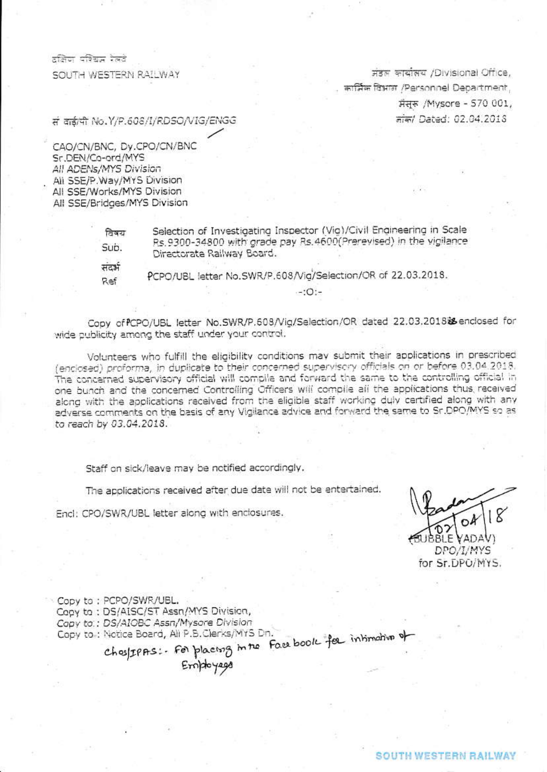दक्षिण पश्चिम रेलवे
SOUTH WESTERN RAILWAY

मंडल कार्यालय /Divisional Office,
कार्मिक विभाग /Personnel Department,
मैसूरु /Mysore - 570 001,
दिनांक/ Dated: 02.04.2018

सं वाई/पी No.Y/P.608/I/RDSO/VIG/ENGG

CAO/CN/BNC, Dy.CPO/CN/BNC
Sr.DEN/Co-ord/MYS
All ADENs/MYS Division
All SSE/P.Way/MYS Division
All SSE/Works/MYS Division
All SSE/Bridges/MYS Division

विषय
Sub. Selection of Investigating Inspector (Vig)/Civil Engineering in Scale Rs.9300-34800 with grade pay Rs.4600(Prerevised) in the vigilance Directorate Railway Board.

संदर्भ
Ref PCPO/UBL letter No.SWR/P.608/Vig/Selection/OR of 22.03.2018.

-:O:-

Copy of PCPO/UBL letter No.SWR/P.608/Vig/Selection/OR dated 22.03.2018 is enclosed for wide publicity among the staff under your control.

Volunteers who fulfill the eligibility conditions may submit their applications in prescribed (enclosed) proforma, in duplicate to their concerned supervisory officials on or before 03.04.2018. The concerned supervisory official will compile and forward the same to the controlling official in one bunch and the concerned Controlling Officers will compile all the applications thus received along with the applications received from the eligible staff working duly certified along with any adverse comments on the basis of any Vigilance advice and forward the same to Sr.DPO/MYS so as to reach by 03.04.2018.

Staff on sick/leave may be notified accordingly.

The applications received after due date will not be entertained.

Encl: CPO/SWR/UBL letter along with enclosures.

02/04/18
(BUBBLE YADAV)
DPO/I/MYS
for Sr.DPO/MYS.

Copy to : PCPO/SWR/UBL.
Copy to : DS/AISC/ST Assn/MYS Division,
Copy to : DS/AIOBC Assn/Mysore Division
Copy to : Notice Board, All P.B.Clerks/MYS Dn.
Chos/IPAS:- For placing in the Face book for intimation of Employees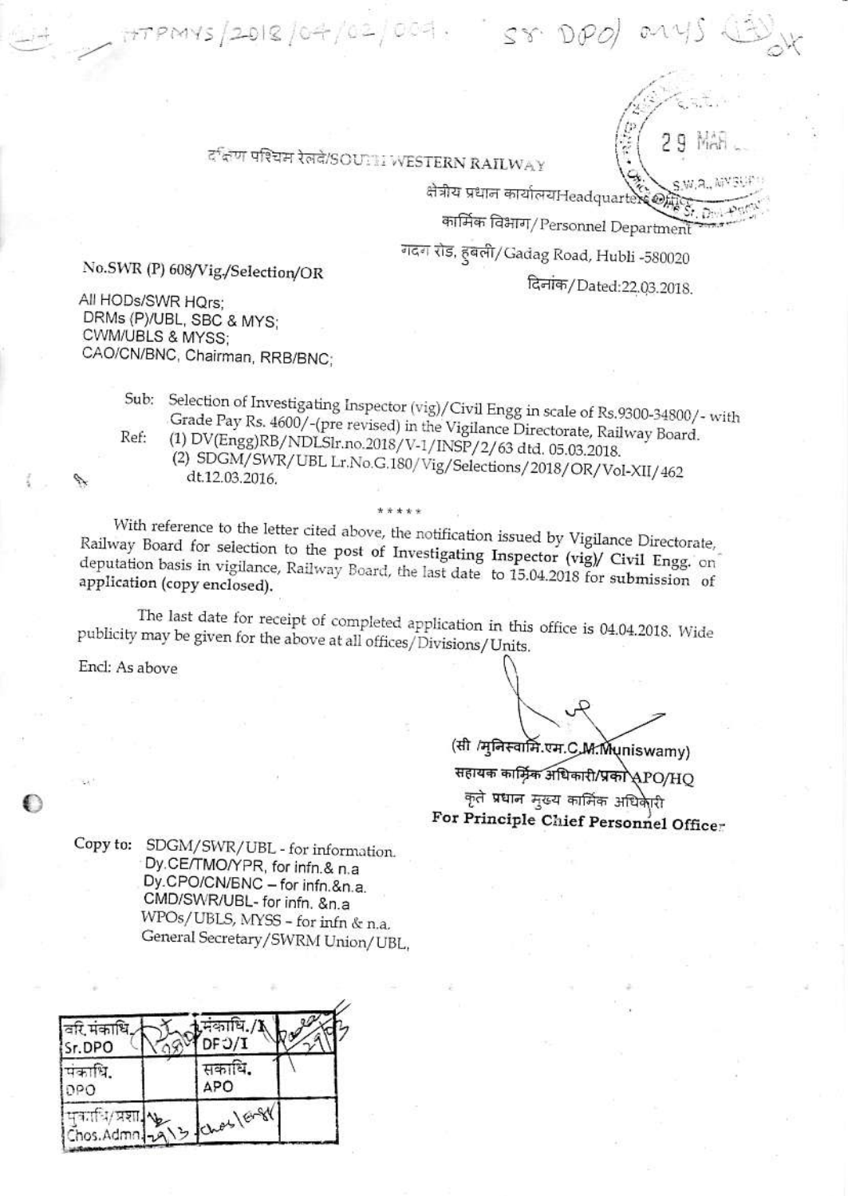HTPMYS/2018/04/02/004. Sr DPO/ MYS

29 MAR

दक्षिण पश्चिम रेलवे/SOUTH WESTERN RAILWAY

क्षेत्रीय प्रधान कार्यालय/Headquarters Office

कार्मिक विभाग/Personnel Department

गदग रोड, हुबली/Gadag Road, Hubli -580020

No.SWR (P) 608/Vig./Selection/OR

दिनांक/Dated:22.03.2018.

All HODs/SWR HQrs;
DRMs (P)/UBL, SBC & MYS;
CWM/UBLS & MYSS;
CAO/CN/BNC, Chairman, RRB/BNC;

Sub: Selection of Investigating Inspector (vig)/Civil Engg in scale of Rs.9300-34800/- with Grade Pay Rs. 4600/-(pre revised) in the Vigilance Directorate, Railway Board.

Ref: (1) DV(Engg)RB/NDLSlr.no.2018/V-1/INSP/2/63 dtd. 05.03.2018.
(2) SDGM/SWR/UBL Lr.No.G.180/Vig/Selections/2018/OR/Vol-XII/462 dt.12.03.2016.

\*\*\*\*\*

With reference to the letter cited above, the notification issued by Vigilance Directorate, Railway Board for selection to the post of **Investigating Inspector (vig)/ Civil Engg.** on deputation basis in vigilance, Railway Board, the last date to 15.04.2018 for **submission of application (copy enclosed).**

The last date for receipt of completed application in this office is 04.04.2018. Wide publicity may be given for the above at all offices/Divisions/Units.

Encl: As above

(सी /मुनिस्वामि.एम.C.M.Muniswamy)
सहायक कार्मिक अधिकारी/प्रका APO/HQ
कृते प्रधान मुख्य कार्मिक अधिकारी
**For Principle Chief Personnel Officer**

Copy to: SDGM/SWR/UBL - for information.
Dy.CE/TMO/YPR, for infn.& n.a
Dy.CPO/CN/BNC – for infn.&n.a.
CMD/SWR/UBL- for infn. &n.a
WPOs/UBLS, MYSS - for infn & n.a.
General Secretary/SWRM Union/UBL,

| | | | |
|---|---|---|---|
| वरि.मंकाधि. Sr.DPO | | मंकाधि./I DFO/I | |
| मंकाधि. DPO | | सकाधि. APO | |
| मुकाधि/प्रशा. Chos.Admn | 29/3 | | |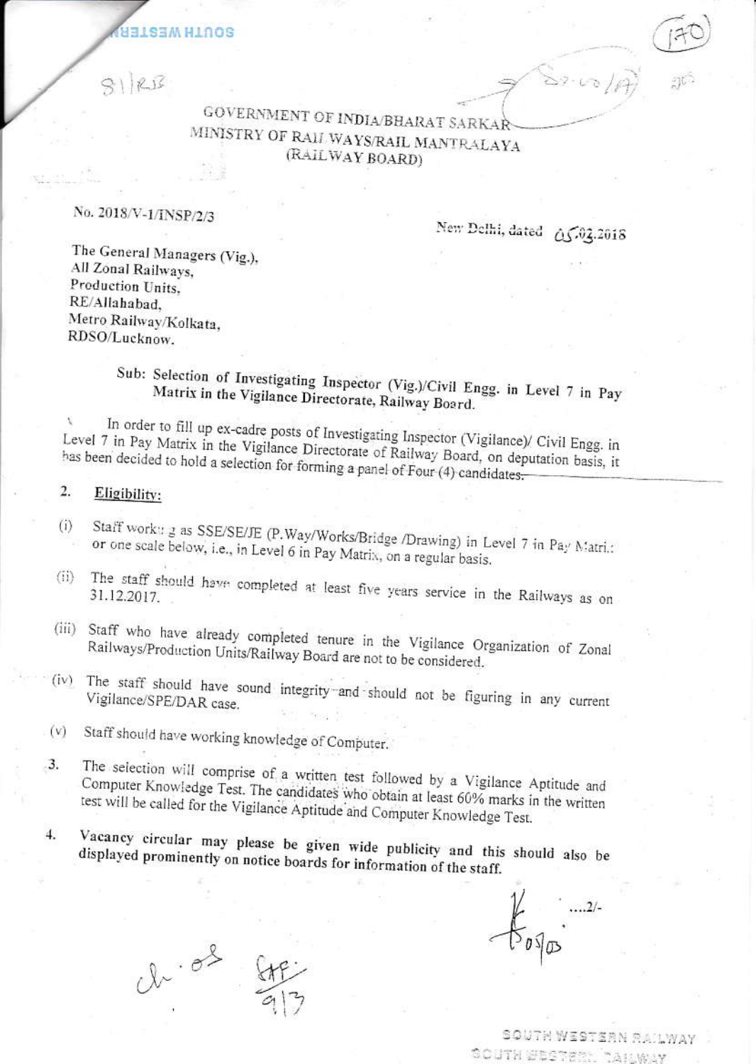GOVERNMENT OF INDIA/BHARAT SARKAR
MINISTRY OF RAILWAYS/RAIL MANTRALAYA
(RAILWAY BOARD)

No. 2018/V-1/INSP/2/3

New Delhi, dated 05.03.2018

The General Managers (Vig.),
All Zonal Railways,
Production Units,
RE/Allahabad,
Metro Railway/Kolkata,
RDSO/Lucknow.

Sub: Selection of Investigating Inspector (Vig.)/Civil Engg. in Level 7 in Pay Matrix in the Vigilance Directorate, Railway Board.

In order to fill up ex-cadre posts of Investigating Inspector (Vigilance)/ Civil Engg. in Level 7 in Pay Matrix in the Vigilance Directorate of Railway Board, on deputation basis, it has been decided to hold a selection for forming a panel of Four (4) candidates.

2. **Eligibility:**

(i) Staff working as SSE/SE/JE (P.Way/Works/Bridge /Drawing) in Level 7 in Pay Matrix or one scale below, i.e., in Level 6 in Pay Matrix, on a regular basis.

(ii) The staff should have completed at least five years service in the Railways as on 31.12.2017.

(iii) Staff who have already completed tenure in the Vigilance Organization of Zonal Railways/Production Units/Railway Board are not to be considered.

(iv) The staff should have sound integrity and should not be figuring in any current Vigilance/SPE/DAR case.

(v) Staff should have working knowledge of Computer.

3. The selection will comprise of a written test followed by a Vigilance Aptitude and Computer Knowledge Test. The candidates who obtain at least 60% marks in the written test will be called for the Vigilance Aptitude and Computer Knowledge Test.

4. Vacancy circular may please be given wide publicity and this should also be displayed prominently on notice boards for information of the staff.

....2/-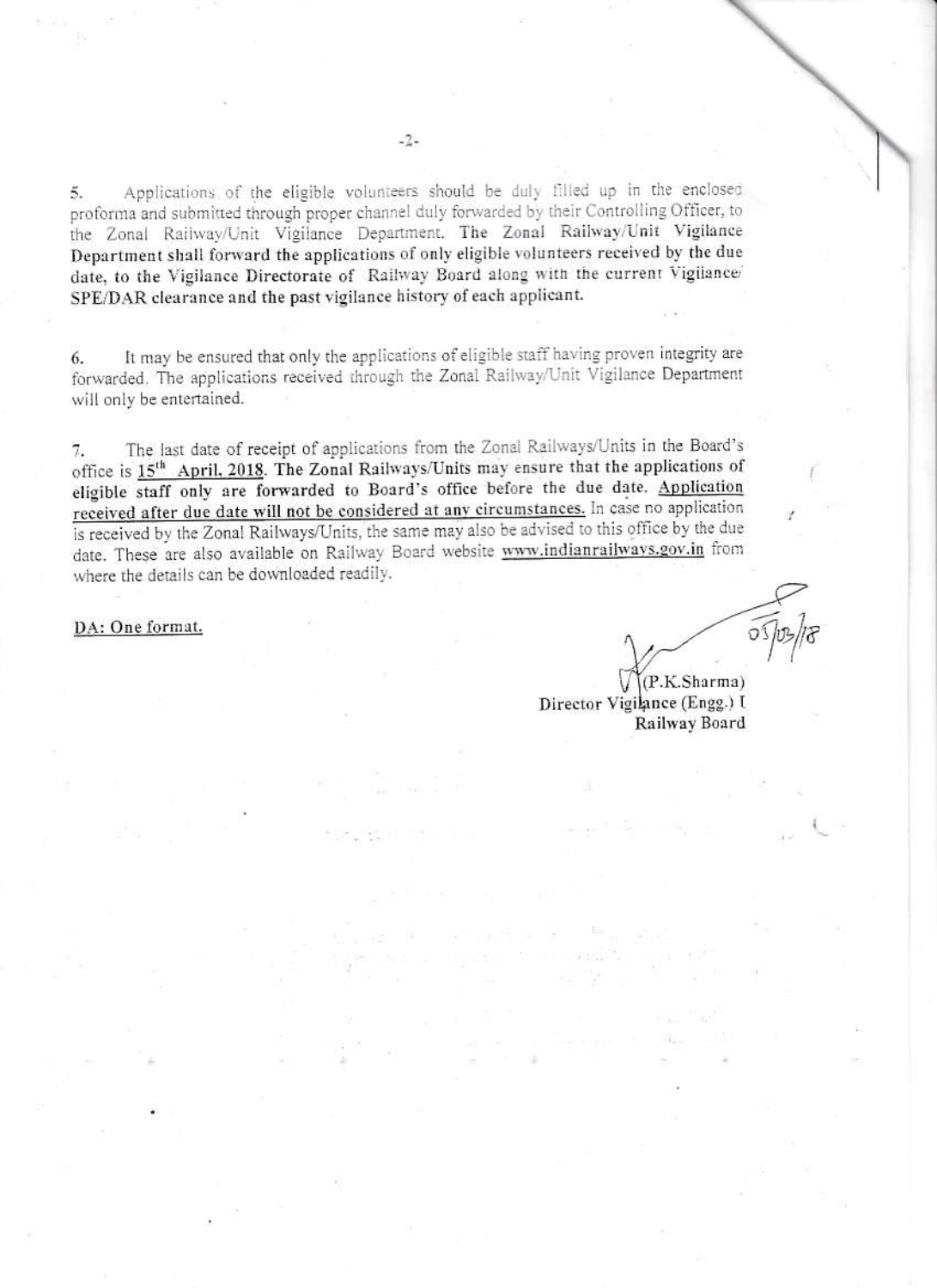5. Applications of the eligible volunteers should be duly filled up in the enclosed proforma and submitted through proper channel duly forwarded by their Controlling Officer, to the Zonal Railway/Unit Vigilance Department. **The Zonal Railway/Unit Vigilance Department shall forward the applications of only eligible volunteers received by the due date, to the Vigilance Directorate of Railway Board along with the current Vigilance/SPE/DAR clearance and the past vigilance history of each applicant.**

6. It may be ensured that only the applications of eligible staff having proven integrity are forwarded. The applications received through the Zonal Railway/Unit Vigilance Department will only be entertained.

7. The last date of receipt of applications from the Zonal Railways/Units in the Board's office is **15th April, 2018**. **The Zonal Railways/Units may ensure that the applications of eligible staff only are forwarded to Board's office before the due date.** **Application received after due date will not be considered at any circumstances.** In case no application is received by the Zonal Railways/Units, the same may also be advised to this office by the due date. These are also available on Railway Board website www.indianrailways.gov.in from where the details can be downloaded readily.

DA: One format.

05/03/18

(P.K.Sharma)
Director Vigilance (Engg.) I
Railway Board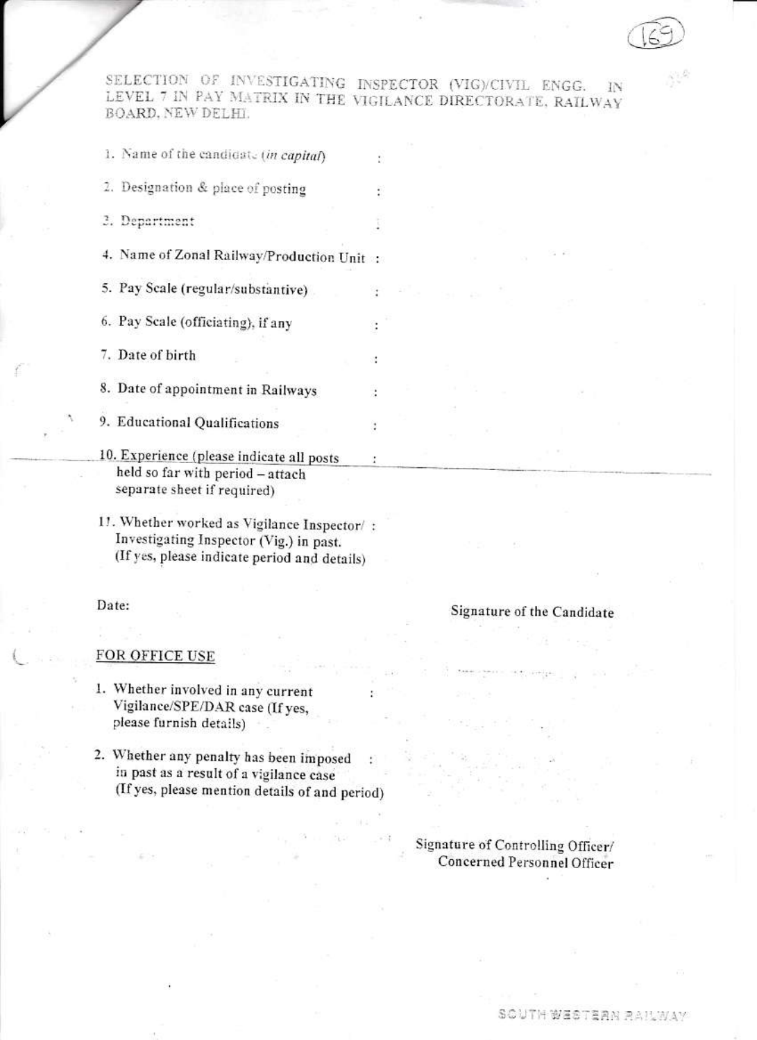SELECTION OF INVESTIGATING INSPECTOR (VIG)/CIVIL ENGG. IN LEVEL 7 IN PAY MATRIX IN THE VIGILANCE DIRECTORATE, RAILWAY BOARD, NEW DELHI.

1. Name of the candidate (*in capital*) :
2. Designation & place of posting :
3. Department :
4. Name of Zonal Railway/Production Unit :
5. Pay Scale (regular/substantive) :
6. Pay Scale (officiating), if any :
7. Date of birth :
8. Date of appointment in Railways :
9. Educational Qualifications :
10. Experience (please indicate all posts held so far with period – attach separate sheet if required) :
11. Whether worked as Vigilance Inspector/ Investigating Inspector (Vig.) in past. (If yes, please indicate period and details) :

Date:

Signature of the Candidate

FOR OFFICE USE

1. Whether involved in any current Vigilance/SPE/DAR case (If yes, please furnish details) :
2. Whether any penalty has been imposed in past as a result of a vigilance case (If yes, please mention details of and period) :

Signature of Controlling Officer/
Concerned Personnel Officer